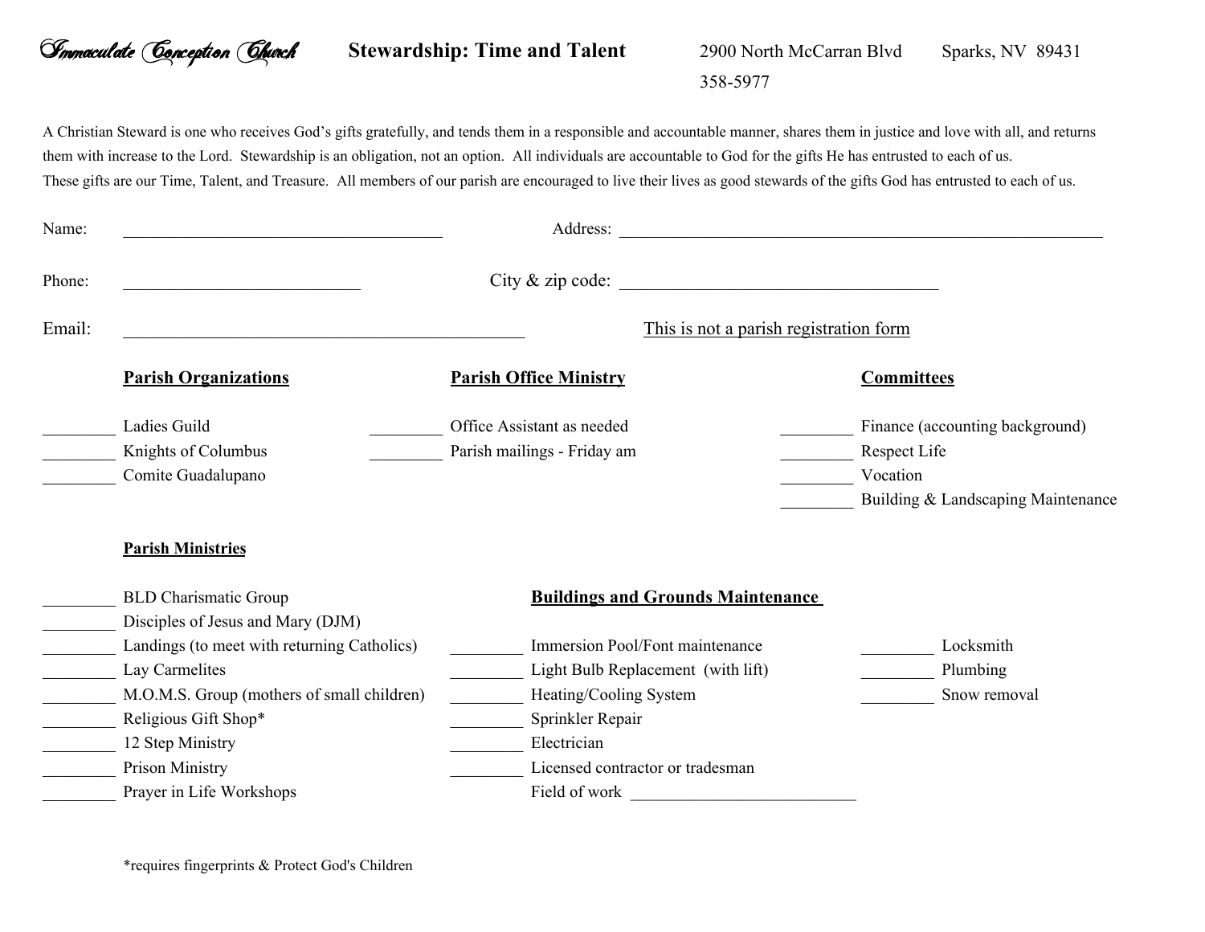**Immaculate Conception Church** **Stewardship: Time and Talent** 2900 North McCarran Blvd Sparks, NV 89431 358-5977

A Christian Steward is one who receives God's gifts gratefully, and tends them in a responsible and accountable manner, shares them in justice and love with all, and returns them with increase to the Lord. Stewardship is an obligation, not an option. All individuals are accountable to God for the gifts He has entrusted to each of us. These gifts are our Time, Talent, and Treasure. All members of our parish are encouraged to live their lives as good stewards of the gifts God has entrusted to each of us.

Name: ______________________________________ Address: ___________________________________________________________

Phone: ___________________________ City & zip code: ____________________________________

Email: ______________________________________________ This is not a parish registration form

**Parish Organizations**

_________ Ladies Guild
_________ Knights of Columbus
_________ Comite Guadalupano

**Parish Office Ministry**

_________ Office Assistant as needed
_________ Parish mailings - Friday am

**Committees**

_________ Finance (accounting background)
_________ Respect Life
_________ Vocation
_________ Building & Landscaping Maintenance

**Parish Ministries**

_________ BLD Charismatic Group
_________ Disciples of Jesus and Mary (DJM)
_________ Landings (to meet with returning Catholics)
_________ Lay Carmelites
_________ M.O.M.S. Group (mothers of small children)
_________ Religious Gift Shop*
_________ 12 Step Ministry
_________ Prison Ministry
_________ Prayer in Life Workshops

**Buildings and Grounds Maintenance**

_________ Immersion Pool/Font maintenance
_________ Light Bulb Replacement (with lift)
_________ Heating/Cooling System
_________ Sprinkler Repair
_________ Electrician
_________ Licensed contractor or tradesman
Field of work ___________________________

_________ Locksmith
_________ Plumbing
_________ Snow removal

*requires fingerprints & Protect God's Children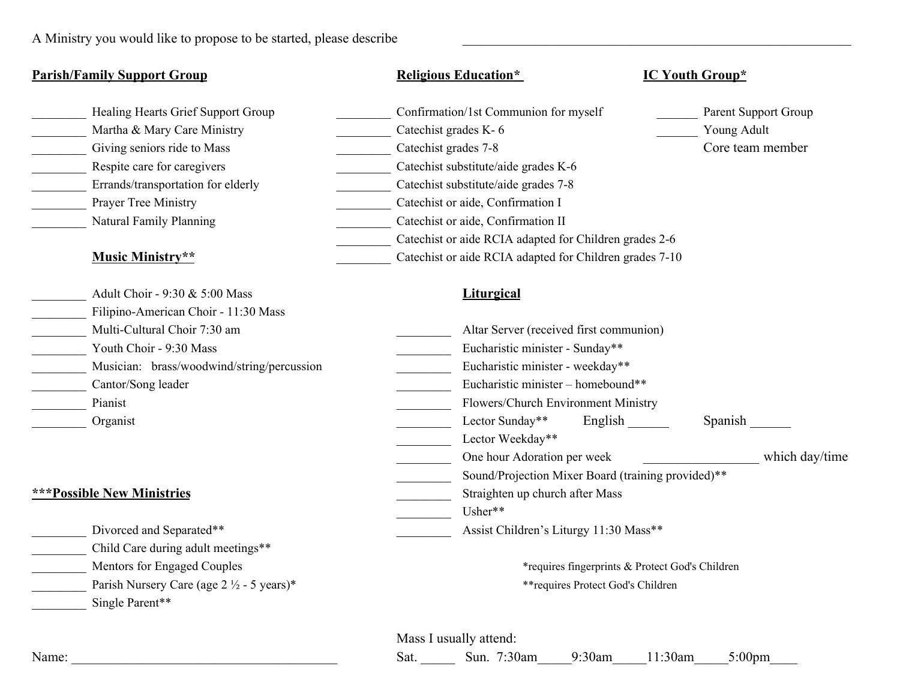A Ministry you would like to propose to be started, please describe \_\_\_\_\_\_\_\_\_\_\_\_\_\_\_\_\_\_\_\_\_\_\_\_\_\_\_\_\_\_\_\_\_\_\_\_\_\_\_\_\_\_\_\_\_\_\_\_\_\_\_\_\_\_\_\_\_\_\_\_

**Parish/Family Support Group**

\_\_\_\_\_\_\_\_\_ Healing Hearts Grief Support Group
\_\_\_\_\_\_\_\_\_ Martha & Mary Care Ministry
\_\_\_\_\_\_\_\_\_ Giving seniors ride to Mass
\_\_\_\_\_\_\_\_\_ Respite care for caregivers
\_\_\_\_\_\_\_\_\_ Errands/transportation for elderly
\_\_\_\_\_\_\_\_\_ Prayer Tree Ministry
\_\_\_\_\_\_\_\_\_ Natural Family Planning

**Music Ministry\*\***

\_\_\_\_\_\_\_\_\_ Adult Choir - 9:30 & 5:00 Mass
\_\_\_\_\_\_\_\_\_ Filipino-American Choir - 11:30 Mass
\_\_\_\_\_\_\_\_\_ Multi-Cultural Choir 7:30 am
\_\_\_\_\_\_\_\_\_ Youth Choir - 9:30 Mass
\_\_\_\_\_\_\_\_\_ Musician: brass/woodwind/string/percussion
\_\_\_\_\_\_\_\_\_ Cantor/Song leader
\_\_\_\_\_\_\_\_\_ Pianist
\_\_\_\_\_\_\_\_\_ Organist

**\*\*\*Possible New Ministries**

\_\_\_\_\_\_\_\_\_ Divorced and Separated\*\*
\_\_\_\_\_\_\_\_\_ Child Care during adult meetings\*\*
\_\_\_\_\_\_\_\_\_ Mentors for Engaged Couples
\_\_\_\_\_\_\_\_\_ Parish Nursery Care (age 2 ½ - 5 years)\*
\_\_\_\_\_\_\_\_\_ Single Parent\*\*

**Religious Education\***

\_\_\_\_\_\_\_\_\_ Confirmation/1st Communion for myself
\_\_\_\_\_\_\_\_\_ Catechist grades K- 6
\_\_\_\_\_\_\_\_\_ Catechist grades 7-8
\_\_\_\_\_\_\_\_\_ Catechist substitute/aide grades K-6
\_\_\_\_\_\_\_\_\_ Catechist substitute/aide grades 7-8
\_\_\_\_\_\_\_\_\_ Catechist or aide, Confirmation I
\_\_\_\_\_\_\_\_\_ Catechist or aide, Confirmation II
\_\_\_\_\_\_\_\_\_ Catechist or aide RCIA adapted for Children grades 2-6
\_\_\_\_\_\_\_\_\_ Catechist or aide RCIA adapted for Children grades 7-10

**IC Youth Group\***

\_\_\_\_\_\_ Parent Support Group
\_\_\_\_\_\_ Young Adult
Core team member

**Liturgical**

\_\_\_\_\_\_\_\_\_ Altar Server (received first communion)
\_\_\_\_\_\_\_\_\_ Eucharistic minister - Sunday\*\*
\_\_\_\_\_\_\_\_\_ Eucharistic minister - weekday\*\*
\_\_\_\_\_\_\_\_\_ Eucharistic minister – homebound\*\*
\_\_\_\_\_\_\_\_\_ Flowers/Church Environment Ministry
\_\_\_\_\_\_\_\_\_ Lector Sunday\*\* English \_\_\_\_\_\_ Spanish \_\_\_\_\_\_
\_\_\_\_\_\_\_\_\_ Lector Weekday\*\*
\_\_\_\_\_\_\_\_\_ One hour Adoration per week \_\_\_\_\_\_\_\_\_\_\_\_\_\_\_\_\_ which day/time
\_\_\_\_\_\_\_\_\_ Sound/Projection Mixer Board (training provided)\*\*
\_\_\_\_\_\_\_\_\_ Straighten up church after Mass
\_\_\_\_\_\_\_\_\_ Usher\*\*
\_\_\_\_\_\_\_\_\_ Assist Children's Liturgy 11:30 Mass\*\*

\*requires fingerprints & Protect God's Children
\*\*requires Protect God's Children

Name: \_\_\_\_\_\_\_\_\_\_\_\_\_\_\_\_\_\_\_\_\_\_\_\_\_\_\_\_\_\_\_\_\_\_\_\_\_\_\_\_

Mass I usually attend:
Sat. \_\_\_\_\_ Sun. 7:30am\_\_\_\_\_9:30am\_\_\_\_\_11:30am\_\_\_\_\_5:00pm\_\_\_\_